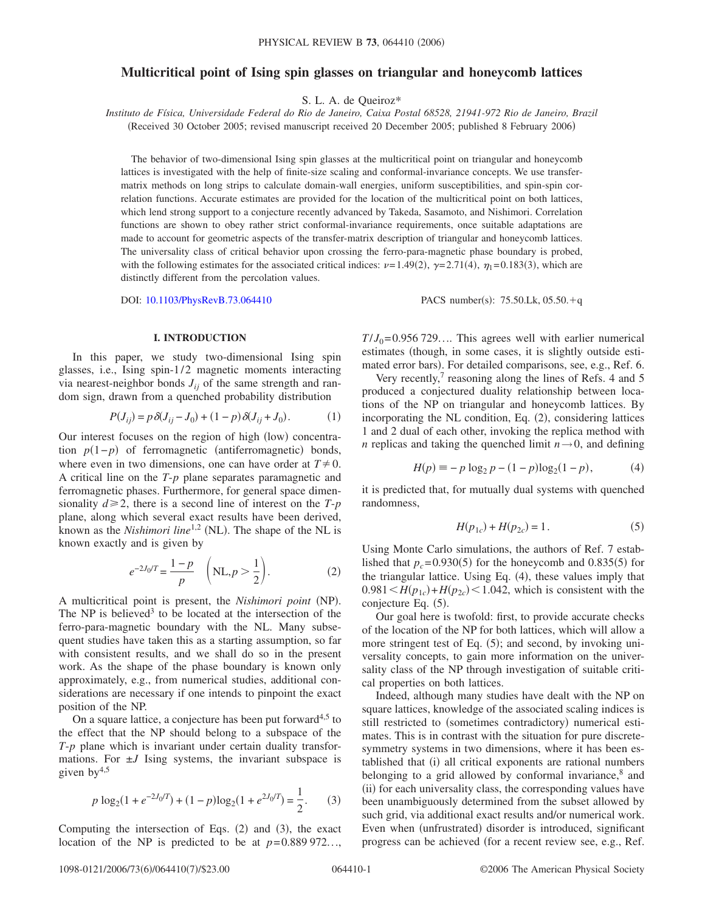# Multicritical point of Ising spin glasses on triangular and honeycomb lattices

S. L. A. de Queiroz*

*Instituto de Física, Universidade Federal do Rio de Janeiro, Caixa Postal 68528, 21941-972 Rio de Janeiro, Brazil*

(Received 30 October 2005; revised manuscript received 20 December 2005; published 8 February 2006)

The behavior of two-dimensional Ising spin glasses at the multicritical point on triangular and honeycomb lattices is investigated with the help of finite-size scaling and conformal-invariance concepts. We use transfer-matrix methods on long strips to calculate domain-wall energies, uniform susceptibilities, and spin-spin correlation functions. Accurate estimates are provided for the location of the multicritical point on both lattices, which lend strong support to a conjecture recently advanced by Takeda, Sasamoto, and Nishimori. Correlation functions are shown to obey rather strict conformal-invariance requirements, once suitable adaptations are made to account for geometric aspects of the transfer-matrix description of triangular and honeycomb lattices. The universality class of critical behavior upon crossing the ferro-para-magnetic phase boundary is probed, with the following estimates for the associated critical indices: $\nu=1.49(2)$, $\gamma=2.71(4)$, $\eta_1=0.183(3)$, which are distinctly different from the percolation values.

DOI: 10.1103/PhysRevB.73.064410    PACS number(s): 75.50.Lk, 05.50.+q

## I. INTRODUCTION

In this paper, we study two-dimensional Ising spin glasses, i.e., Ising spin-1/2 magnetic moments interacting via nearest-neighbor bonds $J_{ij}$ of the same strength and random sign, drawn from a quenched probability distribution

$$P(J_{ij}) = p\,\delta(J_{ij} - J_0) + (1-p)\,\delta(J_{ij} + J_0). \qquad (1)$$

Our interest focuses on the region of high (low) concentration $p(1-p)$ of ferromagnetic (antiferromagnetic) bonds, where even in two dimensions, one can have order at $T \neq 0$. A critical line on the $T$-$p$ plane separates paramagnetic and ferromagnetic phases. Furthermore, for general space dimensionality $d \geq 2$, there is a second line of interest on the $T$-$p$ plane, along which several exact results have been derived, known as the *Nishimori line*[1,2] (NL). The shape of the NL is known exactly and is given by

$$e^{-2J_0/T} = \frac{1-p}{p} \quad \left(\mathrm{NL}, p > \frac{1}{2}\right). \qquad (2)$$

A multicritical point is present, the *Nishimori point* (NP). The NP is believed[3] to be located at the intersection of the ferro-para-magnetic boundary with the NL. Many subsequent studies have taken this as a starting assumption, so far with consistent results, and we shall do so in the present work. As the shape of the phase boundary is known only approximately, e.g., from numerical studies, additional considerations are necessary if one intends to pinpoint the exact position of the NP.

On a square lattice, a conjecture has been put forward[4,5] to the effect that the NP should belong to a subspace of the $T$-$p$ plane which is invariant under certain duality transformations. For $\pm J$ Ising systems, the invariant subspace is given by[4,5]

$$p \log_2(1+e^{-2J_0/T}) + (1-p)\log_2(1+e^{2J_0/T}) = \frac{1}{2}. \qquad (3)$$

Computing the intersection of Eqs. (2) and (3), the exact location of the NP is predicted to be at $p=0.889\,972\ldots$, $T/J_0=0.956\,729\ldots$. This agrees well with earlier numerical estimates (though, in some cases, it is slightly outside estimated error bars). For detailed comparisons, see, e.g., Ref. 6.

Very recently,[7] reasoning along the lines of Refs. 4 and 5 produced a conjectured duality relationship between locations of the NP on triangular and honeycomb lattices. By incorporating the NL condition, Eq. (2), considering lattices 1 and 2 dual of each other, invoking the replica method with $n$ replicas and taking the quenched limit $n \to 0$, and defining

$$H(p) \equiv -p \log_2 p - (1-p)\log_2(1-p), \qquad (4)$$

it is predicted that, for mutually dual systems with quenched randomness,

$$H(p_{1c}) + H(p_{2c}) = 1. \qquad (5)$$

Using Monte Carlo simulations, the authors of Ref. 7 established that $p_c=0.930(5)$ for the honeycomb and $0.835(5)$ for the triangular lattice. Using Eq. (4), these values imply that $0.981 < H(p_{1c})+H(p_{2c}) < 1.042$, which is consistent with the conjecture Eq. (5).

Our goal here is twofold: first, to provide accurate checks of the location of the NP for both lattices, which will allow a more stringent test of Eq. (5); and second, by invoking universality concepts, to gain more information on the universality class of the NP through investigation of suitable critical properties on both lattices.

Indeed, although many studies have dealt with the NP on square lattices, knowledge of the associated scaling indices is still restricted to (sometimes contradictory) numerical estimates. This is in contrast with the situation for pure discrete-symmetry systems in two dimensions, where it has been established that (i) all critical exponents are rational numbers belonging to a grid allowed by conformal invariance,[8] and (ii) for each universality class, the corresponding values have been unambiguously determined from the subset allowed by such grid, via additional exact results and/or numerical work. Even when (unfrustrated) disorder is introduced, significant progress can be achieved (for a recent review see, e.g., Ref.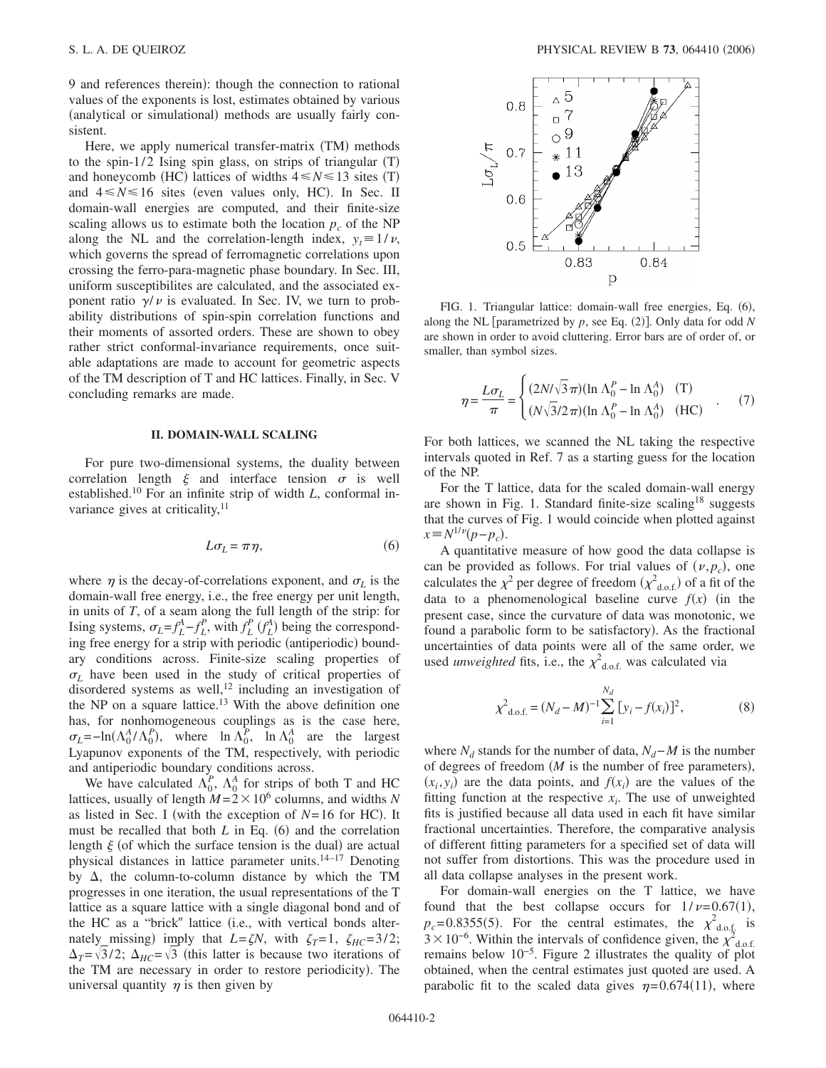9 and references therein): though the connection to rational values of the exponents is lost, estimates obtained by various (analytical or simulational) methods are usually fairly consistent.

Here, we apply numerical transfer-matrix (TM) methods to the spin-1/2 Ising spin glass, on strips of triangular (T) and honeycomb (HC) lattices of widths $4 \leqslant N \leqslant 13$ sites (T) and $4 \leqslant N \leqslant 16$ sites (even values only, HC). In Sec. II domain-wall energies are computed, and their finite-size scaling allows us to estimate both the location $p_c$ of the NP along the NL and the correlation-length index, $y_t \equiv 1/\nu$, which governs the spread of ferromagnetic correlations upon crossing the ferro-para-magnetic phase boundary. In Sec. III, uniform susceptibilites are calculated, and the associated exponent ratio $\gamma/\nu$ is evaluated. In Sec. IV, we turn to probability distributions of spin-spin correlation functions and their moments of assorted orders. These are shown to obey rather strict conformal-invariance requirements, once suitable adaptations are made to account for geometric aspects of the TM description of T and HC lattices. Finally, in Sec. V concluding remarks are made.

## II. DOMAIN-WALL SCALING

For pure two-dimensional systems, the duality between correlation length $\xi$ and interface tension $\sigma$ is well established.[10] For an infinite strip of width $L$, conformal invariance gives at criticality,[11]

$$L\sigma_L = \pi\eta, \tag{6}$$

where $\eta$ is the decay-of-correlations exponent, and $\sigma_L$ is the domain-wall free energy, i.e., the free energy per unit length, in units of $T$, of a seam along the full length of the strip: for Ising systems, $\sigma_L = f_L^A - f_L^P$, with $f_L^P$ ($f_L^A$) being the corresponding free energy for a strip with periodic (antiperiodic) boundary conditions across. Finite-size scaling properties of $\sigma_L$ have been used in the study of critical properties of disordered systems as well,[12] including an investigation of the NP on a square lattice.[13] With the above definition one has, for nonhomogeneous couplings as is the case here, $\sigma_L = -\ln(\Lambda_0^A/\Lambda_0^P)$, where $\ln \Lambda_0^P$, $\ln \Lambda_0^A$ are the largest Lyapunov exponents of the TM, respectively, with periodic and antiperiodic boundary conditions across.

We have calculated $\Lambda_0^P$, $\Lambda_0^A$ for strips of both T and HC lattices, usually of length $M = 2 \times 10^6$ columns, and widths $N$ as listed in Sec. I (with the exception of $N=16$ for HC). It must be recalled that both $L$ in Eq. (6) and the correlation length $\xi$ (of which the surface tension is the dual) are actual physical distances in lattice parameter units.[14–17] Denoting by $\Delta$, the column-to-column distance by which the TM progresses in one iteration, the usual representations of the T lattice as a square lattice with a single diagonal bond and of the HC as a "brick" lattice (i.e., with vertical bonds alternately missing) imply that $L = \zeta N$, with $\zeta_T = 1$, $\zeta_{HC} = 3/2$; $\Delta_T = \sqrt{3}/2$; $\Delta_{HC} = \sqrt{3}$ (this latter is because two iterations of the TM are necessary in order to restore periodicity). The universal quantity $\eta$ is then given by

FIG. 1. Triangular lattice: domain-wall free energies, Eq. (6), along the NL [parametrized by $p$, see Eq. (2)]. Only data for odd $N$ are shown in order to avoid cluttering. Error bars are of order of, or smaller, than symbol sizes.

$$\eta = \frac{L\sigma_L}{\pi} = \begin{cases} (2N/\sqrt{3}\pi)(\ln \Lambda_0^P - \ln \Lambda_0^A) & \text{(T)} \\ (N\sqrt{3}/2\pi)(\ln \Lambda_0^P - \ln \Lambda_0^A) & \text{(HC)} \end{cases}. \tag{7}$$

For both lattices, we scanned the NL taking the respective intervals quoted in Ref. 7 as a starting guess for the location of the NP.

For the T lattice, data for the scaled domain-wall energy are shown in Fig. 1. Standard finite-size scaling[18] suggests that the curves of Fig. 1 would coincide when plotted against $x \equiv N^{1/\nu}(p - p_c)$.

A quantitative measure of how good the data collapse is can be provided as follows. For trial values of $(\nu, p_c)$, one calculates the $\chi^2$ per degree of freedom ($\chi^2_{\text{d.o.f.}}$) of a fit of the data to a phenomenological baseline curve $f(x)$ (in the present case, since the curvature of data was monotonic, we found a parabolic form to be satisfactory). As the fractional uncertainties of data points were all of the same order, we used *unweighted* fits, i.e., the $\chi^2_{\text{d.o.f.}}$ was calculated via

$$\chi^2_{\text{d.o.f.}} = (N_d - M)^{-1} \sum_{i=1}^{N_d} [y_i - f(x_i)]^2, \tag{8}$$

where $N_d$ stands for the number of data, $N_d - M$ is the number of degrees of freedom ($M$ is the number of free parameters), $(x_i, y_i)$ are the data points, and $f(x_i)$ are the values of the fitting function at the respective $x_i$. The use of unweighted fits is justified because all data used in each fit have similar fractional uncertainties. Therefore, the comparative analysis of different fitting parameters for a specified set of data will not suffer from distortions. This was the procedure used in all data collapse analyses in the present work.

For domain-wall energies on the T lattice, we have found that the best collapse occurs for $1/\nu = 0.67(1)$, $p_c = 0.8355(5)$. For the central estimates, the $\chi^2_{\text{d.o.f.}}$ is $3 \times 10^{-6}$. Within the intervals of confidence given, the $\chi^2_{\text{d.o.f.}}$ remains below $10^{-5}$. Figure 2 illustrates the quality of plot obtained, when the central estimates just quoted are used. A parabolic fit to the scaled data gives $\eta = 0.674(11)$, where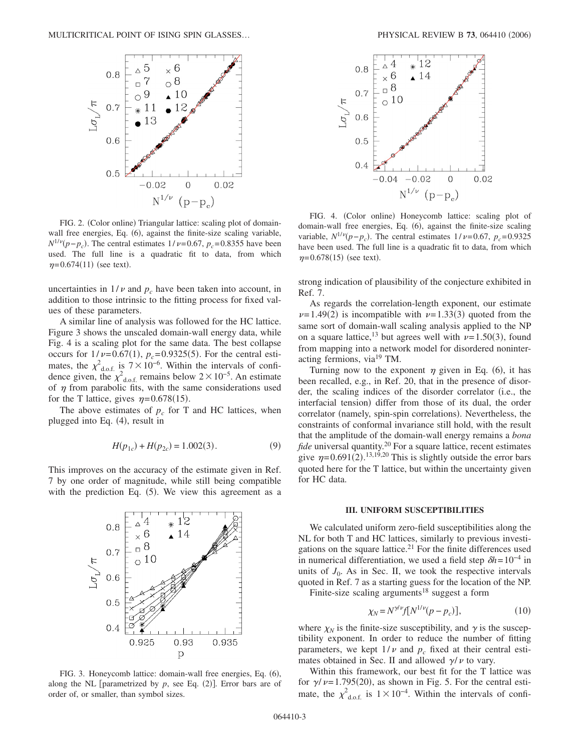FIG. 2. (Color online) Triangular lattice: scaling plot of domain-wall free energies, Eq. (6), against the finite-size scaling variable, $N^{1/\nu}(p-p_c)$. The central estimates $1/\nu=0.67$, $p_c=0.8355$ have been used. The full line is a quadratic fit to data, from which $\eta=0.674(11)$ (see text).

uncertainties in $1/\nu$ and $p_c$ have been taken into account, in addition to those intrinsic to the fitting process for fixed values of these parameters.

A similar line of analysis was followed for the HC lattice. Figure 3 shows the unscaled domain-wall energy data, while Fig. 4 is a scaling plot for the same data. The best collapse occurs for $1/\nu=0.67(1)$, $p_c=0.9325(5)$. For the central estimates, the $\chi^2_{\text{d.o.f.}}$ is $7\times 10^{-6}$. Within the intervals of confidence given, the $\chi^2_{\text{d.o.f.}}$ remains below $2\times 10^{-5}$. An estimate of $\eta$ from parabolic fits, with the same considerations used for the T lattice, gives $\eta=0.678(15)$.

The above estimates of $p_c$ for T and HC lattices, when plugged into Eq. (4), result in

$$H(p_{1c}) + H(p_{2c}) = 1.002(3). \tag{9}$$

This improves on the accuracy of the estimate given in Ref. 7 by one order of magnitude, while still being compatible with the prediction Eq. (5). We view this agreement as a strong indication of plausibility of the conjecture exhibited in Ref. 7.

FIG. 3. Honeycomb lattice: domain-wall free energies, Eq. (6), along the NL [parametrized by $p$, see Eq. (2)]. Error bars are of order of, or smaller, than symbol sizes.

FIG. 4. (Color online) Honeycomb lattice: scaling plot of domain-wall free energies, Eq. (6), against the finite-size scaling variable, $N^{1/\nu}(p-p_c)$. The central estimates $1/\nu=0.67$, $p_c=0.9325$ have been used. The full line is a quadratic fit to data, from which $\eta=0.678(15)$ (see text).

As regards the correlation-length exponent, our estimate $\nu=1.49(2)$ is incompatible with $\nu=1.33(3)$ quoted from the same sort of domain-wall scaling analysis applied to the NP on a square lattice,[13] but agrees well with $\nu=1.50(3)$, found from mapping into a network model for disordered noninteracting fermions, via[19] TM.

Turning now to the exponent $\eta$ given in Eq. (6), it has been recalled, e.g., in Ref. 20, that in the presence of disorder, the scaling indices of the disorder correlator (i.e., the interfacial tension) differ from those of its dual, the order correlator (namely, spin-spin correlations). Nevertheless, the constraints of conformal invariance still hold, with the result that the amplitude of the domain-wall energy remains a *bona fide* universal quantity.[20] For a square lattice, recent estimates give $\eta=0.691(2)$.[13,19,20] This is slightly outside the error bars quoted here for the T lattice, but within the uncertainty given for HC data.

### III. UNIFORM SUSCEPTIBILITIES

We calculated uniform zero-field susceptibilities along the NL for both T and HC lattices, similarly to previous investigations on the square lattice.[21] For the finite differences used in numerical differentiation, we used a field step $\delta h=10^{-4}$ in units of $J_0$. As in Sec. II, we took the respective intervals quoted in Ref. 7 as a starting guess for the location of the NP.

Finite-size scaling arguments[18] suggest a form

$$\chi_N = N^{\gamma/\nu} f[N^{1/\nu}(p-p_c)], \tag{10}$$

where $\chi_N$ is the finite-size susceptibility, and $\gamma$ is the susceptibility exponent. In order to reduce the number of fitting parameters, we kept $1/\nu$ and $p_c$ fixed at their central estimates obtained in Sec. II and allowed $\gamma/\nu$ to vary.

Within this framework, our best fit for the T lattice was for $\gamma/\nu=1.795(20)$, as shown in Fig. 5. For the central estimate, the $\chi^2_{\text{d.o.f.}}$ is $1\times 10^{-4}$. Within the intervals of confi-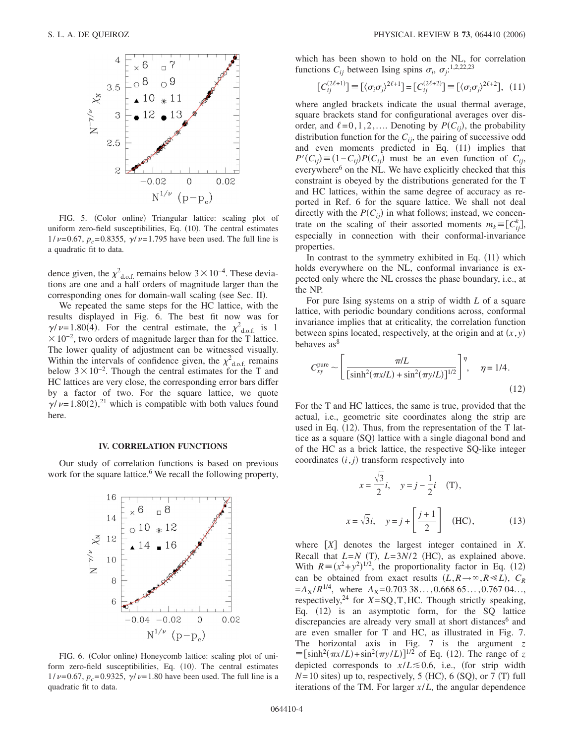FIG. 5. (Color online) Triangular lattice: scaling plot of uniform zero-field susceptibilities, Eq. (10). The central estimates $1/\nu=0.67$, $p_c=0.8355$, $\gamma/\nu=1.795$ have been used. The full line is a quadratic fit to data.

dence given, the $\chi^2_{\mathrm{d.o.f.}}$ remains below $3\times10^{-4}$. These deviations are one and a half orders of magnitude larger than the corresponding ones for domain-wall scaling (see Sec. II).

We repeated the same steps for the HC lattice, with the results displayed in Fig. 6. The best fit now was for $\gamma/\nu=1.80(4)$. For the central estimate, the $\chi^2_{\mathrm{d.o.f.}}$ is $1\times10^{-2}$, two orders of magnitude larger than for the T lattice. The lower quality of adjustment can be witnessed visually. Within the intervals of confidence given, the $\chi^2_{\mathrm{d.o.f.}}$ remains below $3\times10^{-2}$. Though the central estimates for the T and HC lattices are very close, the corresponding error bars differ by a factor of two. For the square lattice, we quote $\gamma/\nu=1.80(2)$,[21] which is compatible with both values found here.

## IV. CORRELATION FUNCTIONS

Our study of correlation functions is based on previous work for the square lattice.[6] We recall the following property,

FIG. 6. (Color online) Honeycomb lattice: scaling plot of uniform zero-field susceptibilities, Eq. (10). The central estimates $1/\nu=0.67$, $p_c=0.9325$, $\gamma/\nu=1.80$ have been used. The full line is a quadratic fit to data.

which has been shown to hold on the NL, for correlation functions $C_{ij}$ between Ising spins $\sigma_i$, $\sigma_j$:[1,2,22,23]

$$[C_{ij}^{(2\ell+1)}] \equiv [\langle\sigma_i\sigma_j\rangle^{2\ell+1}] = [C_{ij}^{(2\ell+2)}] \equiv [\langle\sigma_i\sigma_j\rangle^{2\ell+2}], \quad (11)$$

where angled brackets indicate the usual thermal average, square brackets stand for configurational averages over disorder, and $\ell=0,1,2,\ldots$. Denoting by $P(C_{ij})$, the probability distribution function for the $C_{ij}$, the pairing of successive odd and even moments predicted in Eq. (11) implies that $P'(C_{ij})\equiv(1-C_{ij})P(C_{ij})$ must be an even function of $C_{ij}$, everywhere[6] on the NL. We have explicitly checked that this constraint is obeyed by the distributions generated for the T and HC lattices, within the same degree of accuracy as reported in Ref. 6 for the square lattice. We shall not deal directly with the $P(C_{ij})$ in what follows; instead, we concentrate on the scaling of their assorted moments $m_k\equiv[C_{ij}^k]$, especially in connection with their conformal-invariance properties.

In contrast to the symmetry exhibited in Eq. (11) which holds everywhere on the NL, conformal invariance is expected only where the NL crosses the phase boundary, i.e., at the NP.

For pure Ising systems on a strip of width $L$ of a square lattice, with periodic boundary conditions across, conformal invariance implies that at criticality, the correlation function between spins located, respectively, at the origin and at $(x,y)$ behaves as[8]

$$C_{xy}^{\mathrm{pure}} \sim \left[\frac{\pi/L}{[\sinh^2(\pi x/L)+\sin^2(\pi y/L)]^{1/2}}\right]^{\eta}, \quad \eta=1/4. \quad (12)$$

For the T and HC lattices, the same is true, provided that the actual, i.e., geometric site coordinates along the strip are used in Eq. (12). Thus, from the representation of the T lattice as a square (SQ) lattice with a single diagonal bond and of the HC as a brick lattice, the respective SQ-like integer coordinates $(i,j)$ transform respectively into

$$x=\frac{\sqrt{3}}{2}i, \quad y=j-\frac{1}{2}i \quad (\mathrm{T}),$$

$$x=\sqrt{3}i, \quad y=j+\left[\frac{j+1}{2}\right] \quad (\mathrm{HC}), \quad (13)$$

where $[X]$ denotes the largest integer contained in $X$. Recall that $L=N$ (T), $L=3N/2$ (HC), as explained above. With $R\equiv(x^2+y^2)^{1/2}$, the proportionality factor in Eq. (12) can be obtained from exact results $(L,R\to\infty, R\ll L)$, $C_R=A_X/R^{1/4}$, where $A_X=0.703\,38\ldots, 0.668\,65\ldots, 0.767\,04\ldots$, respectively,[24] for $X=$SQ,T,HC. Though strictly speaking, Eq. (12) is an asymptotic form, for the SQ lattice discrepancies are already very small at short distances[6] and are even smaller for T and HC, as illustrated in Fig. 7. The horizontal axis in Fig. 7 is the argument $z\equiv[\sinh^2(\pi x/L)+\sin^2(\pi y/L)]^{1/2}$ of Eq. (12). The range of $z$ depicted corresponds to $x/L\lesssim0.6$, i.e., (for strip width $N=10$ sites) up to, respectively, 5 (HC), 6 (SQ), or 7 (T) full iterations of the TM. For larger $x/L$, the angular dependence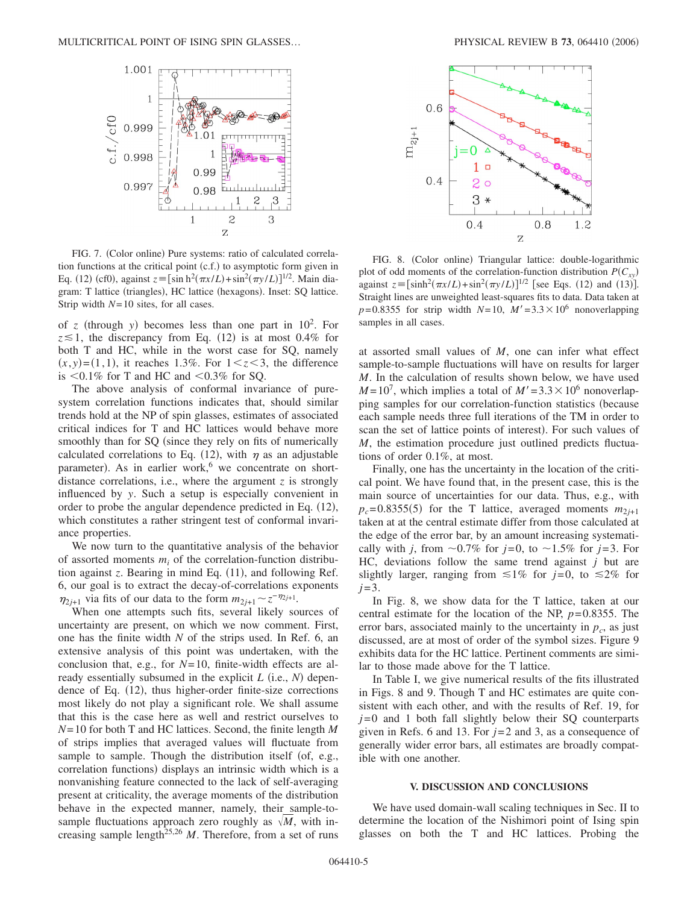FIG. 7. (Color online) Pure systems: ratio of calculated correlation functions at the critical point (c.f.) to asymptotic form given in Eq. (12) (cf0), against $z \equiv [\sinh^2(\pi x/L) + \sin^2(\pi y/L)]^{1/2}$. Main diagram: T lattice (triangles), HC lattice (hexagons). Inset: SQ lattice. Strip width $N=10$ sites, for all cases.

FIG. 8. (Color online) Triangular lattice: double-logarithmic plot of odd moments of the correlation-function distribution $P(C_{xy})$ against $z \equiv [\sinh^2(\pi x/L) + \sin^2(\pi y/L)]^{1/2}$ [see Eqs. (12) and (13)]. Straight lines are unweighted least-squares fits to data. Data taken at $p=0.8355$ for strip width $N=10$, $M'=3.3 \times 10^6$ nonoverlapping samples in all cases.

of $z$ (through $y$) becomes less than one part in $10^2$. For $z \lesssim 1$, the discrepancy from Eq. (12) is at most 0.4% for both T and HC, while in the worst case for SQ, namely $(x,y)=(1,1)$, it reaches 1.3%. For $1<z<3$, the difference is $<0.1\%$ for T and HC and $<0.3\%$ for SQ.

The above analysis of conformal invariance of pure-system correlation functions indicates that, should similar trends hold at the NP of spin glasses, estimates of associated critical indices for T and HC lattices would behave more smoothly than for SQ (since they rely on fits of numerically calculated correlations to Eq. (12), with $\eta$ as an adjustable parameter). As in earlier work,[6] we concentrate on short-distance correlations, i.e., where the argument $z$ is strongly influenced by $y$. Such a setup is especially convenient in order to probe the angular dependence predicted in Eq. (12), which constitutes a rather stringent test of conformal invariance properties.

We now turn to the quantitative analysis of the behavior of assorted moments $m_i$ of the correlation-function distribution against $z$. Bearing in mind Eq. (11), and following Ref. 6, our goal is to extract the decay-of-correlations exponents $\eta_{2j+1}$ via fits of our data to the form $m_{2j+1} \sim z^{-\eta_{2j+1}}$.

When one attempts such fits, several likely sources of uncertainty are present, on which we now comment. First, one has the finite width $N$ of the strips used. In Ref. 6, an extensive analysis of this point was undertaken, with the conclusion that, e.g., for $N=10$, finite-width effects are already essentially subsumed in the explicit $L$ (i.e., $N$) dependence of Eq. (12), thus higher-order finite-size corrections most likely do not play a significant role. We shall assume that this is the case here as well and restrict ourselves to $N=10$ for both T and HC lattices. Second, the finite length $M$ of strips implies that averaged values will fluctuate from sample to sample. Though the distribution itself (of, e.g., correlation functions) displays an intrinsic width which is a nonvanishing feature connected to the lack of self-averaging present at criticality, the average moments of the distribution behave in the expected manner, namely, their sample-to-sample fluctuations approach zero roughly as $\sqrt{M}$, with increasing sample length[25,26] $M$. Therefore, from a set of runs at assorted small values of $M$, one can infer what effect sample-to-sample fluctuations will have on results for larger $M$. In the calculation of results shown below, we have used $M=10^7$, which implies a total of $M'=3.3 \times 10^6$ nonoverlapping samples for our correlation-function statistics (because each sample needs three full iterations of the TM in order to scan the set of lattice points of interest). For such values of $M$, the estimation procedure just outlined predicts fluctuations of order 0.1%, at most.

Finally, one has the uncertainty in the location of the critical point. We have found that, in the present case, this is the main source of uncertainties for our data. Thus, e.g., with $p_c=0.8355(5)$ for the T lattice, averaged moments $m_{2j+1}$ taken at at the central estimate differ from those calculated at the edge of the error bar, by an amount increasing systematically with $j$, from $\sim 0.7\%$ for $j=0$, to $\sim 1.5\%$ for $j=3$. For HC, deviations follow the same trend against $j$ but are slightly larger, ranging from $\lesssim 1\%$ for $j=0$, to $\lesssim 2\%$ for $j=3$.

In Fig. 8, we show data for the T lattice, taken at our central estimate for the location of the NP, $p=0.8355$. The error bars, associated mainly to the uncertainty in $p_c$ as just discussed, are at most of order of the symbol sizes. Figure 9 exhibits data for the HC lattice. Pertinent comments are similar to those made above for the T lattice.

In Table I, we give numerical results of the fits illustrated in Figs. 8 and 9. Though T and HC estimates are quite consistent with each other, and with the results of Ref. 19, for $j=0$ and 1 both fall slightly below their SQ counterparts given in Refs. 6 and 13. For $j=2$ and 3, as a consequence of generally wider error bars, all estimates are broadly compatible with one another.

## V. DISCUSSION AND CONCLUSIONS

We have used domain-wall scaling techniques in Sec. II to determine the location of the Nishimori point of Ising spin glasses on both the T and HC lattices. Probing the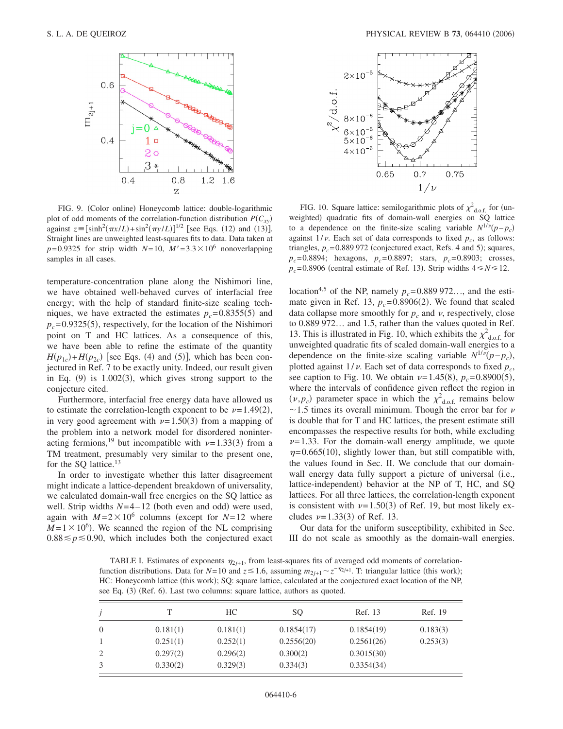FIG. 9. (Color online) Honeycomb lattice: double-logarithmic plot of odd moments of the correlation-function distribution $P(C_{xy})$ against $z \equiv [\sinh^2(\pi x/L) + \sin^2(\pi y/L)]^{1/2}$ [see Eqs. (12) and (13)]. Straight lines are unweighted least-squares fits to data. Data taken at $p=0.9325$ for strip width $N=10$, $M'=3.3\times 10^6$ nonoverlapping samples in all cases.

FIG. 10. Square lattice: semilogarithmic plots of $\chi^2_{\rm d.o.f.}$ for (unweighted) quadratic fits of domain-wall energies on SQ lattice to a dependence on the finite-size scaling variable $N^{1/\nu}(p-p_c)$ against $1/\nu$. Each set of data corresponds to fixed $p_c$, as follows: triangles, $p_c=0.889\,972$ (conjectured exact, Refs. 4 and 5); squares, $p_c=0.8894$; hexagons, $p_c=0.8897$; stars, $p_c=0.8903$; crosses, $p_c=0.8906$ (central estimate of Ref. 13). Strip widths $4 \leqslant N \leqslant 12$.

temperature-concentration plane along the Nishimori line, we have obtained well-behaved curves of interfacial free energy; with the help of standard finite-size scaling techniques, we have extracted the estimates $p_c=0.8355(5)$ and $p_c=0.9325(5)$, respectively, for the location of the Nishimori point on T and HC lattices. As a consequence of this, we have been able to refine the estimate of the quantity $H(p_{1c})+H(p_{2c})$ [see Eqs. (4) and (5)], which has been conjectured in Ref. 7 to be exactly unity. Indeed, our result given in Eq. (9) is 1.002(3), which gives strong support to the conjecture cited.

Furthermore, interfacial free energy data have allowed us to estimate the correlation-length exponent to be $\nu=1.49(2)$, in very good agreement with $\nu=1.50(3)$ from a mapping of the problem into a network model for disordered noninteracting fermions,[19] but incompatible with $\nu=1.33(3)$ from a TM treatment, presumably very similar to the present one, for the SQ lattice.[13]

In order to investigate whether this latter disagreement might indicate a lattice-dependent breakdown of universality, we calculated domain-wall free energies on the SQ lattice as well. Strip widths $N=4$–12 (both even and odd) were used, again with $M=2\times 10^6$ columns (except for $N=12$ where $M=1\times 10^6$). We scanned the region of the NL comprising $0.88 \lesssim p \lesssim 0.90$, which includes both the conjectured exact location[4,5] of the NP, namely $p_c=0.889\,972\ldots$, and the estimate given in Ref. 13, $p_c=0.8906(2)$. We found that scaled data collapse more smoothly for $p_c$ and $\nu$, respectively, close to $0.889\,972\ldots$ and 1.5, rather than the values quoted in Ref. 13. This is illustrated in Fig. 10, which exhibits the $\chi^2_{\rm d.o.f.}$ for unweighted quadratic fits of scaled domain-wall energies to a dependence on the finite-size scaling variable $N^{1/\nu}(p-p_c)$, plotted against $1/\nu$. Each set of data corresponds to fixed $p_c$, see caption to Fig. 10. We obtain $\nu=1.45(8)$, $p_c=0.8900(5)$, where the intervals of confidence given reflect the region in $(\nu, p_c)$ parameter space in which the $\chi^2_{\rm d.o.f.}$ remains below $\sim 1.5$ times its overall minimum. Though the error bar for $\nu$ is double that for T and HC lattices, the present estimate still encompasses the respective results for both, while excluding $\nu=1.33$. For the domain-wall energy amplitude, we quote $\eta=0.665(10)$, slightly lower than, but still compatible with, the values found in Sec. II. We conclude that our domain-wall energy data fully support a picture of universal (i.e., lattice-independent) behavior at the NP of T, HC, and SQ lattices. For all three lattices, the correlation-length exponent is consistent with $\nu=1.50(3)$ of Ref. 19, but most likely excludes $\nu=1.33(3)$ of Ref. 13.

Our data for the uniform susceptibility, exhibited in Sec. III do not scale as smoothly as the domain-wall energies.

TABLE I. Estimates of exponents $\eta_{2j+1}$, from least-squares fits of averaged odd moments of correlation-function distributions. Data for $N=10$ and $z \lesssim 1.6$, assuming $m_{2j+1} \sim z^{-\eta_{2j+1}}$. T: triangular lattice (this work); HC: Honeycomb lattice (this work); SQ: square lattice, calculated at the conjectured exact location of the NP, see Eq. (3) (Ref. 6). Last two columns: square lattice, authors as quoted.

| $j$ | T | HC | SQ | Ref. 13 | Ref. 19 |
|---|---|---|---|---|---|
| 0 | 0.181(1) | 0.181(1) | 0.1854(17) | 0.1854(19) | 0.183(3) |
| 1 | 0.251(1) | 0.252(1) | 0.2556(20) | 0.2561(26) | 0.253(3) |
| 2 | 0.297(2) | 0.296(2) | 0.300(2) | 0.3015(30) | |
| 3 | 0.330(2) | 0.329(3) | 0.334(3) | 0.3354(34) | |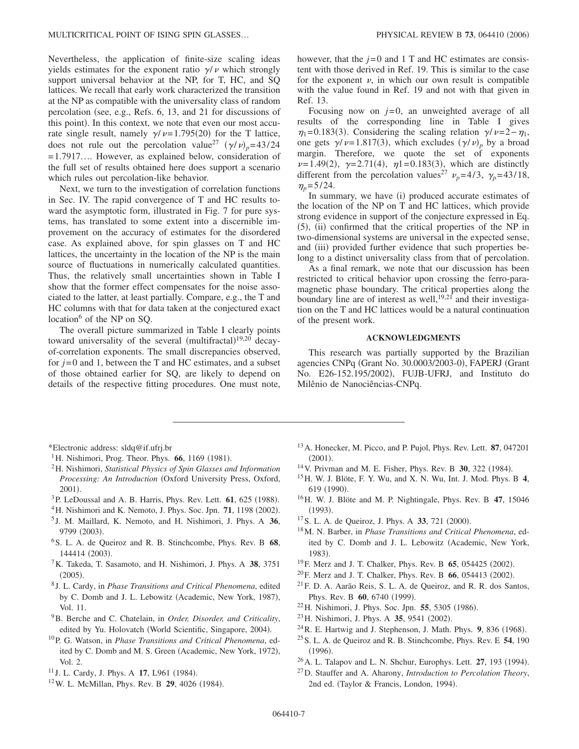Nevertheless, the application of finite-size scaling ideas yields estimates for the exponent ratio $\gamma/\nu$ which strongly support universal behavior at the NP, for T, HC, and SQ lattices. We recall that early work characterized the transition at the NP as compatible with the universality class of random percolation (see, e.g., Refs. 6, 13, and 21 for discussions of this point). In this context, we note that even our most accurate single result, namely $\gamma/\nu=1.795(20)$ for the T lattice, does not rule out the percolation value[27] $(\gamma/\nu)_p=43/24=1.7917\ldots$. However, as explained below, consideration of the full set of results obtained here does support a scenario which rules out percolation-like behavior.

Next, we turn to the investigation of correlation functions in Sec. IV. The rapid convergence of T and HC results toward the asymptotic form, illustrated in Fig. 7 for pure systems, has translated to some extent into a discernible improvement on the accuracy of estimates for the disordered case. As explained above, for spin glasses on T and HC lattices, the uncertainty in the location of the NP is the main source of fluctuations in numerically calculated quantities. Thus, the relatively small uncertainties shown in Table I show that the former effect compensates for the noise associated to the latter, at least partially. Compare, e.g., the T and HC columns with that for data taken at the conjectured exact location[6] of the NP on SQ.

The overall picture summarized in Table I clearly points toward universality of the several (multifractal)[19,20] decay-of-correlation exponents. The small discrepancies observed, for $j=0$ and 1, between the T and HC estimates, and a subset of those obtained earlier for SQ, are likely to depend on details of the respective fitting procedures. One must note, however, that the $j=0$ and 1 T and HC estimates are consistent with those derived in Ref. 19. This is similar to the case for the exponent $\nu$, in which our own result is compatible with the value found in Ref. 19 and not with that given in Ref. 13.

Focusing now on $j=0$, an unweighted average of all results of the corresponding line in Table I gives $\eta_1=0.183(3)$. Considering the scaling relation $\gamma/\nu=2-\eta_1$, one gets $\gamma/\nu=1.817(3)$, which excludes $(\gamma/\nu)_p$ by a broad margin. Therefore, we quote the set of exponents $\nu=1.49(2)$, $\gamma=2.71(4)$, $\eta 1=0.183(3)$, which are distinctly different from the percolation values[27] $\nu_p=4/3$, $\gamma_p=43/18$, $\eta_p=5/24$.

In summary, we have (i) produced accurate estimates of the location of the NP on T and HC lattices, which provide strong evidence in support of the conjecture expressed in Eq. (5), (ii) confirmed that the critical properties of the NP in two-dimensional systems are universal in the expected sense, and (iii) provided further evidence that such properties belong to a distinct universality class from that of percolation.

As a final remark, we note that our discussion has been restricted to critical behavior upon crossing the ferro-paramagnetic phase boundary. The critical properties along the boundary line are of interest as well,[19,21] and their investigation on the T and HC lattices would be a natural continuation of the present work.

## ACKNOWLEDGMENTS

This research was partially supported by the Brazilian agencies CNPq (Grant No. 30.0003/2003-0), FAPERJ (Grant No. E26-152.195/2002), FUJB-UFRJ, and Instituto do Milênio de Nanociências-CNPq.

---

*Electronic address: sldq@if.ufrj.br

[1] H. Nishimori, Prog. Theor. Phys. **66**, 1169 (1981).

[2] H. Nishimori, *Statistical Physics of Spin Glasses and Information Processing: An Introduction* (Oxford University Press, Oxford, 2001).

[3] P. LeDoussal and A. B. Harris, Phys. Rev. Lett. **61**, 625 (1988).

[4] H. Nishimori and K. Nemoto, J. Phys. Soc. Jpn. **71**, 1198 (2002).

[5] J. M. Maillard, K. Nemoto, and H. Nishimori, J. Phys. A **36**, 9799 (2003).

[6] S. L. A. de Queiroz and R. B. Stinchcombe, Phys. Rev. B **68**, 144414 (2003).

[7] K. Takeda, T. Sasamoto, and H. Nishimori, J. Phys. A **38**, 3751 (2005).

[8] J. L. Cardy, in *Phase Transitions and Critical Phenomena*, edited by C. Domb and J. L. Lebowitz (Academic, New York, 1987), Vol. 11.

[9] B. Berche and C. Chatelain, in *Order, Disorder, and Criticality*, edited by Yu. Holovatch (World Scientific, Singapore, 2004).

[10] P. G. Watson, in *Phase Transitions and Critical Phenomena*, edited by C. Domb and M. S. Green (Academic, New York, 1972), Vol. 2.

[11] J. L. Cardy, J. Phys. A **17**, L961 (1984).

[12] W. L. McMillan, Phys. Rev. B **29**, 4026 (1984).

[13] A. Honecker, M. Picco, and P. Pujol, Phys. Rev. Lett. **87**, 047201 (2001).

[14] V. Privman and M. E. Fisher, Phys. Rev. B **30**, 322 (1984).

[15] H. W. J. Blöte, F. Y. Wu, and X. N. Wu, Int. J. Mod. Phys. B **4**, 619 (1990).

[16] H. W. J. Blöte and M. P. Nightingale, Phys. Rev. B **47**, 15046 (1993).

[17] S. L. A. de Queiroz, J. Phys. A **33**, 721 (2000).

[18] M. N. Barber, in *Phase Transitions and Critical Phenomena*, edited by C. Domb and J. L. Lebowitz (Academic, New York, 1983).

[19] F. Merz and J. T. Chalker, Phys. Rev. B **65**, 054425 (2002).

[20] F. Merz and J. T. Chalker, Phys. Rev. B **66**, 054413 (2002).

[21] F. D. A. Aarão Reis, S. L. A. de Queiroz, and R. R. dos Santos, Phys. Rev. B **60**, 6740 (1999).

[22] H. Nishimori, J. Phys. Soc. Jpn. **55**, 5305 (1986).

[23] H. Nishimori, J. Phys. A **35**, 9541 (2002).

[24] R. E. Hartwig and J. Stephenson, J. Math. Phys. **9**, 836 (1968).

[25] S. L. A. de Queiroz and R. B. Stinchcombe, Phys. Rev. E **54**, 190 (1996).

[26] A. L. Talapov and L. N. Shchur, Europhys. Lett. **27**, 193 (1994).

[27] D. Stauffer and A. Aharony, *Introduction to Percolation Theory*, 2nd ed. (Taylor & Francis, London, 1994).